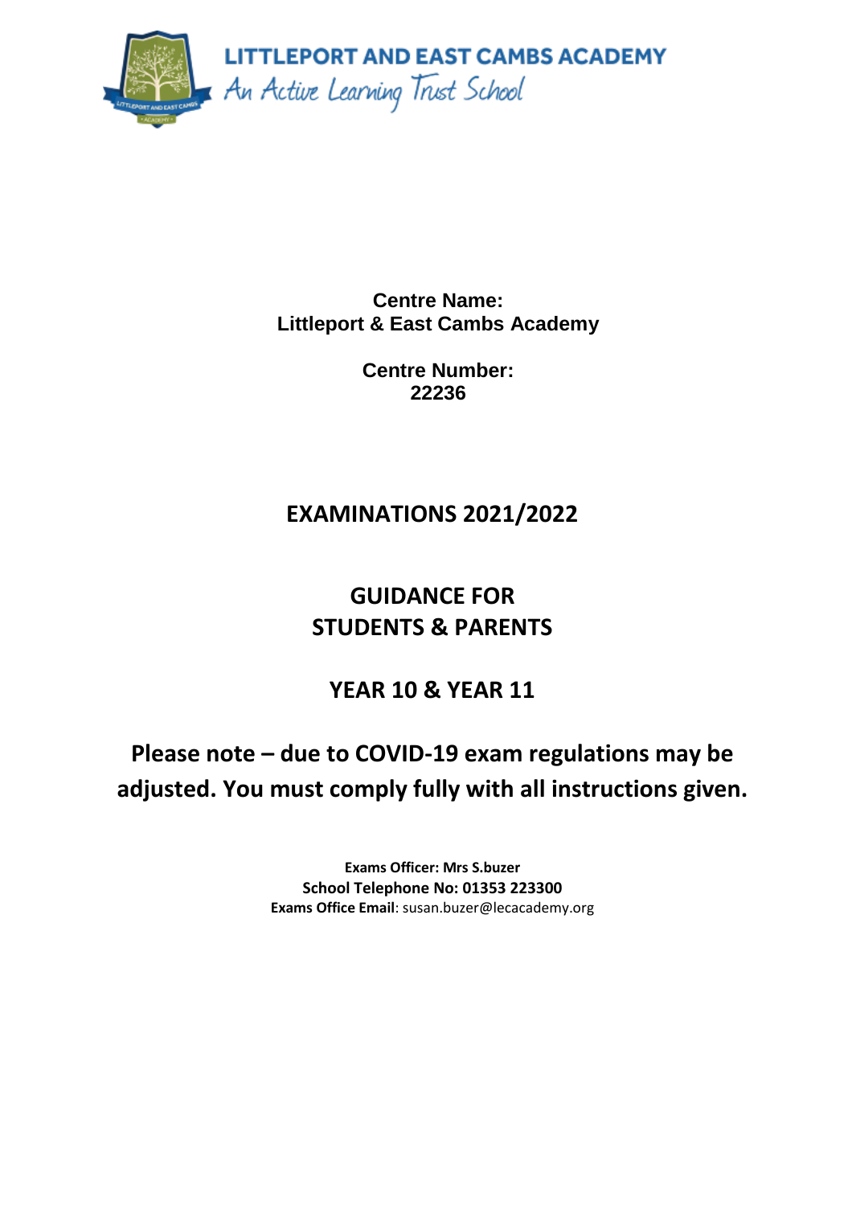LITTLEPORT AND EAST CAMBS ACADEMY

*An Active Learning Trust School*

**Centre Name:**
**Littleport & East Cambs Academy**

**Centre Number:**
**22236**

# EXAMINATIONS 2021/2022

# GUIDANCE FOR STUDENTS & PARENTS

## YEAR 10 & YEAR 11

## Please note – due to COVID-19 exam regulations may be adjusted. You must comply fully with all instructions given.

**Exams Officer: Mrs S.buzer**
**School Telephone No: 01353 223300**
**Exams Office Email**: susan.buzer@lecacademy.org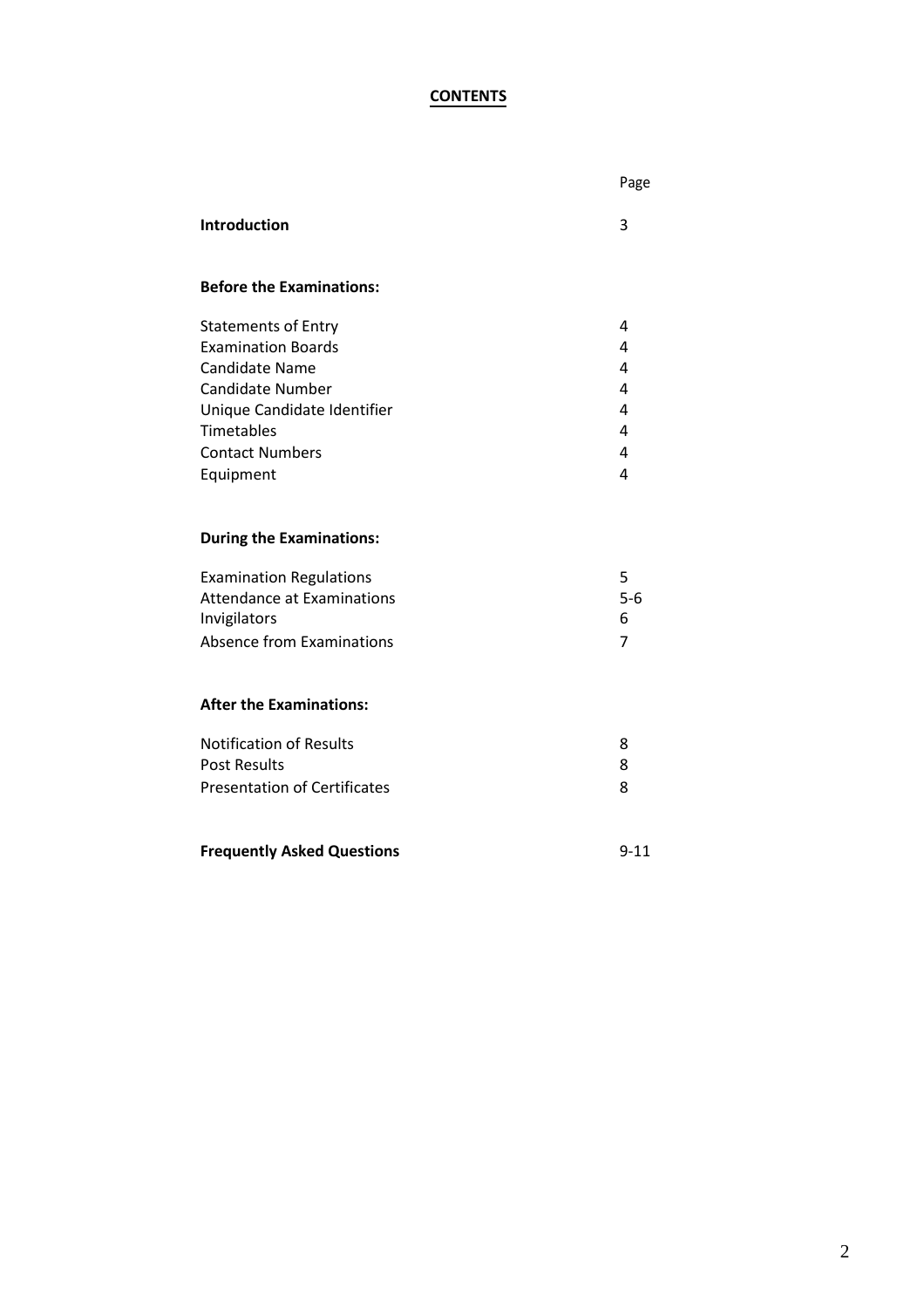# CONTENTS

| | Page |
|---|---|
| **Introduction** | 3 |
| | |
| **Before the Examinations:** | |
| Statements of Entry | 4 |
| Examination Boards | 4 |
| Candidate Name | 4 |
| Candidate Number | 4 |
| Unique Candidate Identifier | 4 |
| Timetables | 4 |
| Contact Numbers | 4 |
| Equipment | 4 |
| | |
| **During the Examinations:** | |
| Examination Regulations | 5 |
| Attendance at Examinations | 5-6 |
| Invigilators | 6 |
| Absence from Examinations | 7 |
| | |
| **After the Examinations:** | |
| Notification of Results | 8 |
| Post Results | 8 |
| Presentation of Certificates | 8 |
| | |
| **Frequently Asked Questions** | 9-11 |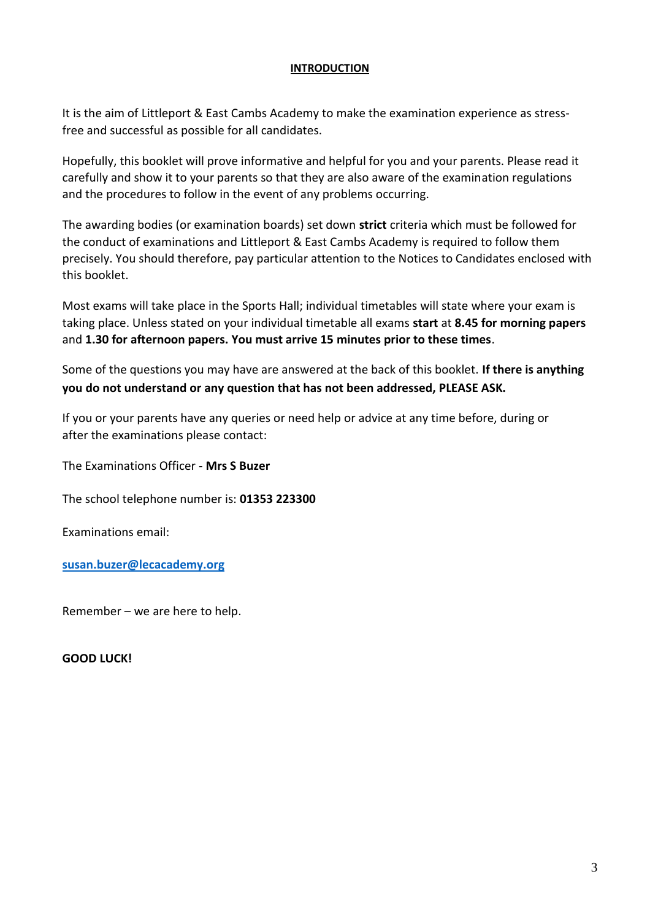## INTRODUCTION

It is the aim of Littleport & East Cambs Academy to make the examination experience as stress-free and successful as possible for all candidates.

Hopefully, this booklet will prove informative and helpful for you and your parents. Please read it carefully and show it to your parents so that they are also aware of the examination regulations and the procedures to follow in the event of any problems occurring.

The awarding bodies (or examination boards) set down **strict** criteria which must be followed for the conduct of examinations and Littleport & East Cambs Academy is required to follow them precisely. You should therefore, pay particular attention to the Notices to Candidates enclosed with this booklet.

Most exams will take place in the Sports Hall; individual timetables will state where your exam is taking place. Unless stated on your individual timetable all exams **start** at **8.45 for morning papers** and **1.30 for afternoon papers. You must arrive 15 minutes prior to these times**.

Some of the questions you may have are answered at the back of this booklet. **If there is anything you do not understand or any question that has not been addressed, PLEASE ASK.**

If you or your parents have any queries or need help or advice at any time before, during or after the examinations please contact:

The Examinations Officer - **Mrs S Buzer**

The school telephone number is: **01353 223300**

Examinations email:

**susan.buzer@lecacademy.org**

Remember – we are here to help.

**GOOD LUCK!**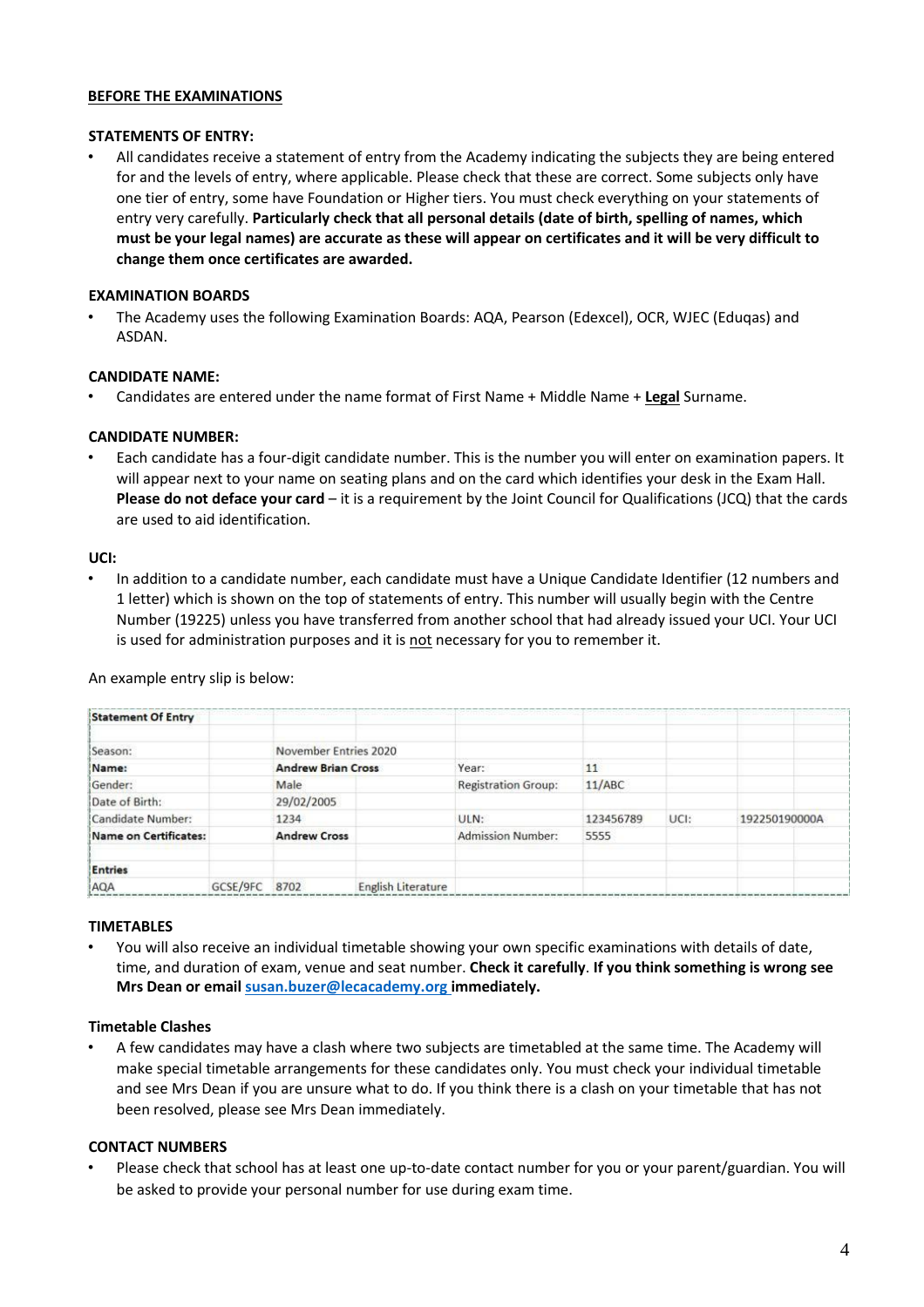**BEFORE THE EXAMINATIONS**

**STATEMENTS OF ENTRY:**

- All candidates receive a statement of entry from the Academy indicating the subjects they are being entered for and the levels of entry, where applicable. Please check that these are correct. Some subjects only have one tier of entry, some have Foundation or Higher tiers. You must check everything on your statements of entry very carefully. **Particularly check that all personal details (date of birth, spelling of names, which must be your legal names) are accurate as these will appear on certificates and it will be very difficult to change them once certificates are awarded.**

**EXAMINATION BOARDS**

- The Academy uses the following Examination Boards: AQA, Pearson (Edexcel), OCR, WJEC (Eduqas) and ASDAN.

**CANDIDATE NAME:**

- Candidates are entered under the name format of First Name + Middle Name + **Legal** Surname.

**CANDIDATE NUMBER:**

- Each candidate has a four-digit candidate number. This is the number you will enter on examination papers. It will appear next to your name on seating plans and on the card which identifies your desk in the Exam Hall. **Please do not deface your card** – it is a requirement by the Joint Council for Qualifications (JCQ) that the cards are used to aid identification.

**UCI:**

- In addition to a candidate number, each candidate must have a Unique Candidate Identifier (12 numbers and 1 letter) which is shown on the top of statements of entry. This number will usually begin with the Centre Number (19225) unless you have transferred from another school that had already issued your UCI. Your UCI is used for administration purposes and it is not necessary for you to remember it.

An example entry slip is below:

| **Statement Of Entry** | | | | | | | | |
|---|---|---|---|---|---|---|---|---|
| Season: | | November Entries 2020 | | | | | | |
| **Name:** | | **Andrew Brian Cross** | | Year: | 11 | | | |
| Gender: | | Male | | Registration Group: | 11/ABC | | | |
| Date of Birth: | | 29/02/2005 | | | | | | |
| Candidate Number: | | 1234 | | ULN: | 123456789 | UCI: | 192250190000A | |
| **Name on Certificates:** | | **Andrew Cross** | | Admission Number: | 5555 | | | |
| | | | | | | | | |
| **Entries** | | | | | | | | |
| AQA | GCSE/9FC | 8702 | English Literature | | | | | |

**TIMETABLES**

- You will also receive an individual timetable showing your own specific examinations with details of date, time, and duration of exam, venue and seat number. **Check it carefully**. **If you think something is wrong see Mrs Dean or email susan.buzer@lecacademy.org immediately.**

**Timetable Clashes**

- A few candidates may have a clash where two subjects are timetabled at the same time. The Academy will make special timetable arrangements for these candidates only. You must check your individual timetable and see Mrs Dean if you are unsure what to do. If you think there is a clash on your timetable that has not been resolved, please see Mrs Dean immediately.

**CONTACT NUMBERS**

- Please check that school has at least one up-to-date contact number for you or your parent/guardian. You will be asked to provide your personal number for use during exam time.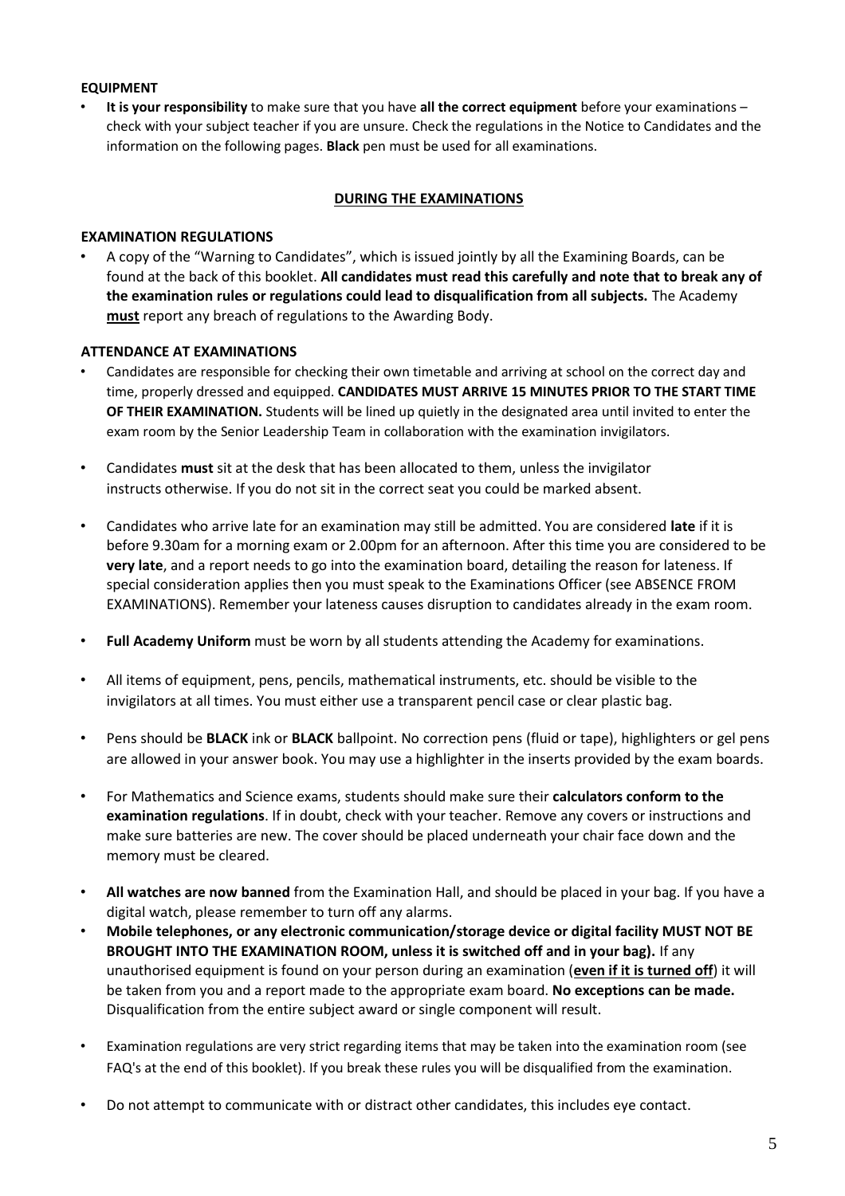**EQUIPMENT**

- **It is your responsibility** to make sure that you have **all the correct equipment** before your examinations – check with your subject teacher if you are unsure. Check the regulations in the Notice to Candidates and the information on the following pages. **Black** pen must be used for all examinations.

## DURING THE EXAMINATIONS

**EXAMINATION REGULATIONS**

- A copy of the "Warning to Candidates", which is issued jointly by all the Examining Boards, can be found at the back of this booklet. **All candidates must read this carefully and note that to break any of the examination rules or regulations could lead to disqualification from all subjects.** The Academy **must** report any breach of regulations to the Awarding Body.

**ATTENDANCE AT EXAMINATIONS**

- Candidates are responsible for checking their own timetable and arriving at school on the correct day and time, properly dressed and equipped. **CANDIDATES MUST ARRIVE 15 MINUTES PRIOR TO THE START TIME OF THEIR EXAMINATION.** Students will be lined up quietly in the designated area until invited to enter the exam room by the Senior Leadership Team in collaboration with the examination invigilators.

- Candidates **must** sit at the desk that has been allocated to them, unless the invigilator instructs otherwise. If you do not sit in the correct seat you could be marked absent.

- Candidates who arrive late for an examination may still be admitted. You are considered **late** if it is before 9.30am for a morning exam or 2.00pm for an afternoon. After this time you are considered to be **very late**, and a report needs to go into the examination board, detailing the reason for lateness. If special consideration applies then you must speak to the Examinations Officer (see ABSENCE FROM EXAMINATIONS). Remember your lateness causes disruption to candidates already in the exam room.

- **Full Academy Uniform** must be worn by all students attending the Academy for examinations.

- All items of equipment, pens, pencils, mathematical instruments, etc. should be visible to the invigilators at all times. You must either use a transparent pencil case or clear plastic bag.

- Pens should be **BLACK** ink or **BLACK** ballpoint. No correction pens (fluid or tape), highlighters or gel pens are allowed in your answer book. You may use a highlighter in the inserts provided by the exam boards.

- For Mathematics and Science exams, students should make sure their **calculators conform to the examination regulations**. If in doubt, check with your teacher. Remove any covers or instructions and make sure batteries are new. The cover should be placed underneath your chair face down and the memory must be cleared.

- **All watches are now banned** from the Examination Hall, and should be placed in your bag. If you have a digital watch, please remember to turn off any alarms.
- **Mobile telephones, or any electronic communication/storage device or digital facility MUST NOT BE BROUGHT INTO THE EXAMINATION ROOM, unless it is switched off and in your bag).** If any unauthorised equipment is found on your person during an examination (**even if it is turned off**) it will be taken from you and a report made to the appropriate exam board. **No exceptions can be made.** Disqualification from the entire subject award or single component will result.

- Examination regulations are very strict regarding items that may be taken into the examination room (see FAQ's at the end of this booklet). If you break these rules you will be disqualified from the examination.

- Do not attempt to communicate with or distract other candidates, this includes eye contact.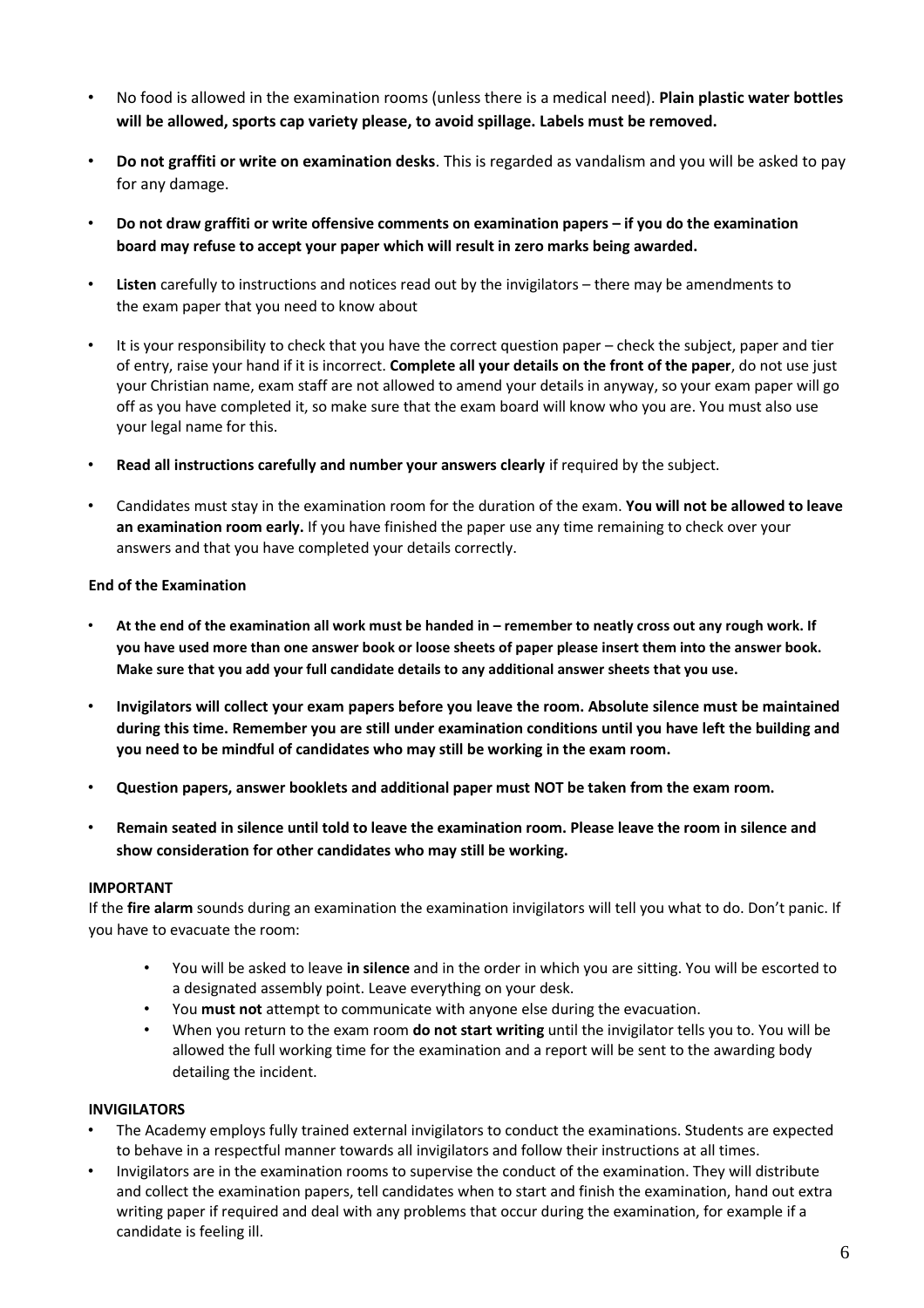- No food is allowed in the examination rooms (unless there is a medical need). **Plain plastic water bottles will be allowed, sports cap variety please, to avoid spillage. Labels must be removed.**
- **Do not graffiti or write on examination desks**. This is regarded as vandalism and you will be asked to pay for any damage.
- **Do not draw graffiti or write offensive comments on examination papers – if you do the examination board may refuse to accept your paper which will result in zero marks being awarded.**
- **Listen** carefully to instructions and notices read out by the invigilators – there may be amendments to the exam paper that you need to know about
- It is your responsibility to check that you have the correct question paper – check the subject, paper and tier of entry, raise your hand if it is incorrect. **Complete all your details on the front of the paper**, do not use just your Christian name, exam staff are not allowed to amend your details in anyway, so your exam paper will go off as you have completed it, so make sure that the exam board will know who you are. You must also use your legal name for this.
- **Read all instructions carefully and number your answers clearly** if required by the subject.
- Candidates must stay in the examination room for the duration of the exam. **You will not be allowed to leave an examination room early.** If you have finished the paper use any time remaining to check over your answers and that you have completed your details correctly.

**End of the Examination**

- **At the end of the examination all work must be handed in – remember to neatly cross out any rough work. If you have used more than one answer book or loose sheets of paper please insert them into the answer book. Make sure that you add your full candidate details to any additional answer sheets that you use.**
- **Invigilators will collect your exam papers before you leave the room. Absolute silence must be maintained during this time. Remember you are still under examination conditions until you have left the building and you need to be mindful of candidates who may still be working in the exam room.**
- **Question papers, answer booklets and additional paper must NOT be taken from the exam room.**
- **Remain seated in silence until told to leave the examination room. Please leave the room in silence and show consideration for other candidates who may still be working.**

**IMPORTANT**

If the **fire alarm** sounds during an examination the examination invigilators will tell you what to do. Don't panic. If you have to evacuate the room:

- You will be asked to leave **in silence** and in the order in which you are sitting. You will be escorted to a designated assembly point. Leave everything on your desk.
- You **must not** attempt to communicate with anyone else during the evacuation.
- When you return to the exam room **do not start writing** until the invigilator tells you to. You will be allowed the full working time for the examination and a report will be sent to the awarding body detailing the incident.

**INVIGILATORS**

- The Academy employs fully trained external invigilators to conduct the examinations. Students are expected to behave in a respectful manner towards all invigilators and follow their instructions at all times.
- Invigilators are in the examination rooms to supervise the conduct of the examination. They will distribute and collect the examination papers, tell candidates when to start and finish the examination, hand out extra writing paper if required and deal with any problems that occur during the examination, for example if a candidate is feeling ill.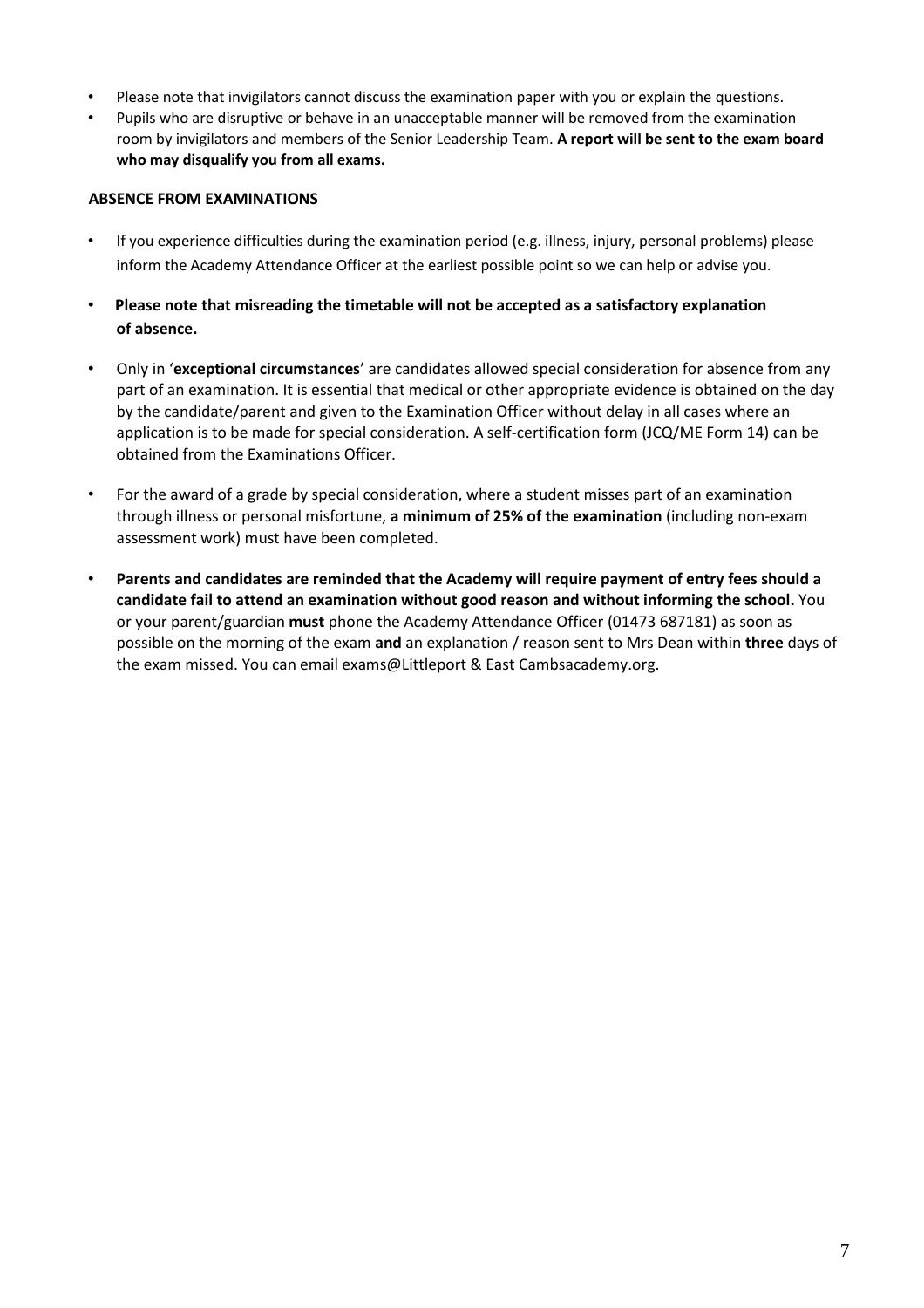- Please note that invigilators cannot discuss the examination paper with you or explain the questions.
- Pupils who are disruptive or behave in an unacceptable manner will be removed from the examination room by invigilators and members of the Senior Leadership Team. **A report will be sent to the exam board who may disqualify you from all exams.**

**ABSENCE FROM EXAMINATIONS**

- If you experience difficulties during the examination period (e.g. illness, injury, personal problems) please inform the Academy Attendance Officer at the earliest possible point so we can help or advise you.
- **Please note that misreading the timetable will not be accepted as a satisfactory explanation of absence.**
- Only in '**exceptional circumstances**' are candidates allowed special consideration for absence from any part of an examination. It is essential that medical or other appropriate evidence is obtained on the day by the candidate/parent and given to the Examination Officer without delay in all cases where an application is to be made for special consideration. A self-certification form (JCQ/ME Form 14) can be obtained from the Examinations Officer.
- For the award of a grade by special consideration, where a student misses part of an examination through illness or personal misfortune, **a minimum of 25% of the examination** (including non-exam assessment work) must have been completed.
- **Parents and candidates are reminded that the Academy will require payment of entry fees should a candidate fail to attend an examination without good reason and without informing the school.** You or your parent/guardian **must** phone the Academy Attendance Officer (01473 687181) as soon as possible on the morning of the exam **and** an explanation / reason sent to Mrs Dean within **three** days of the exam missed. You can email exams@Littleport & East Cambsacademy.org.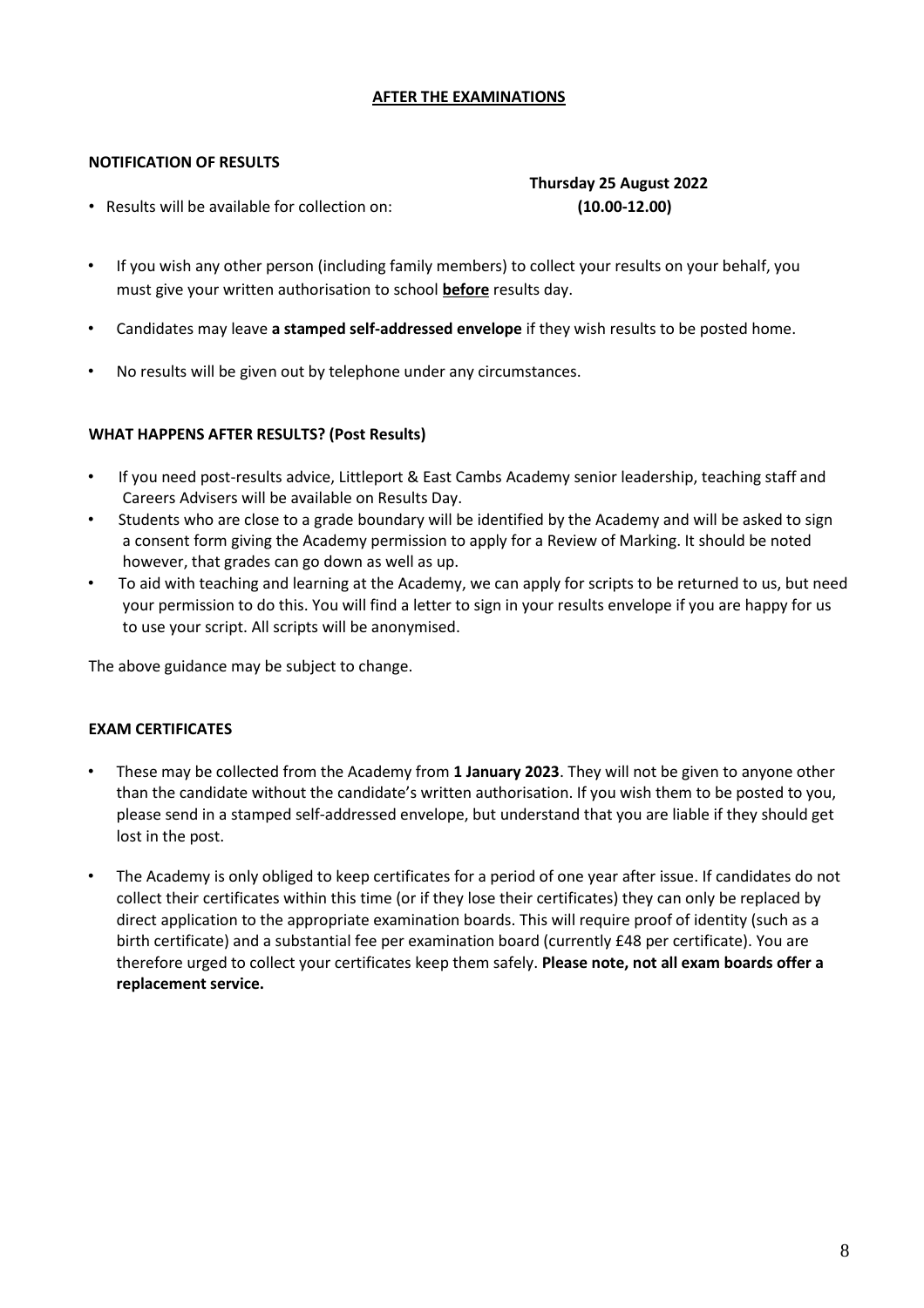## AFTER THE EXAMINATIONS

### NOTIFICATION OF RESULTS

- Results will be available for collection on: **Thursday 25 August 2022 (10.00-12.00)**

- If you wish any other person (including family members) to collect your results on your behalf, you must give your written authorisation to school **before** results day.
- Candidates may leave **a stamped self-addressed envelope** if they wish results to be posted home.
- No results will be given out by telephone under any circumstances.

### WHAT HAPPENS AFTER RESULTS? (Post Results)

- If you need post-results advice, Littleport & East Cambs Academy senior leadership, teaching staff and Careers Advisers will be available on Results Day.
- Students who are close to a grade boundary will be identified by the Academy and will be asked to sign a consent form giving the Academy permission to apply for a Review of Marking. It should be noted however, that grades can go down as well as up.
- To aid with teaching and learning at the Academy, we can apply for scripts to be returned to us, but need your permission to do this. You will find a letter to sign in your results envelope if you are happy for us to use your script. All scripts will be anonymised.

The above guidance may be subject to change.

### EXAM CERTIFICATES

- These may be collected from the Academy from **1 January 2023**. They will not be given to anyone other than the candidate without the candidate's written authorisation. If you wish them to be posted to you, please send in a stamped self-addressed envelope, but understand that you are liable if they should get lost in the post.
- The Academy is only obliged to keep certificates for a period of one year after issue. If candidates do not collect their certificates within this time (or if they lose their certificates) they can only be replaced by direct application to the appropriate examination boards. This will require proof of identity (such as a birth certificate) and a substantial fee per examination board (currently £48 per certificate). You are therefore urged to collect your certificates keep them safely. **Please note, not all exam boards offer a replacement service.**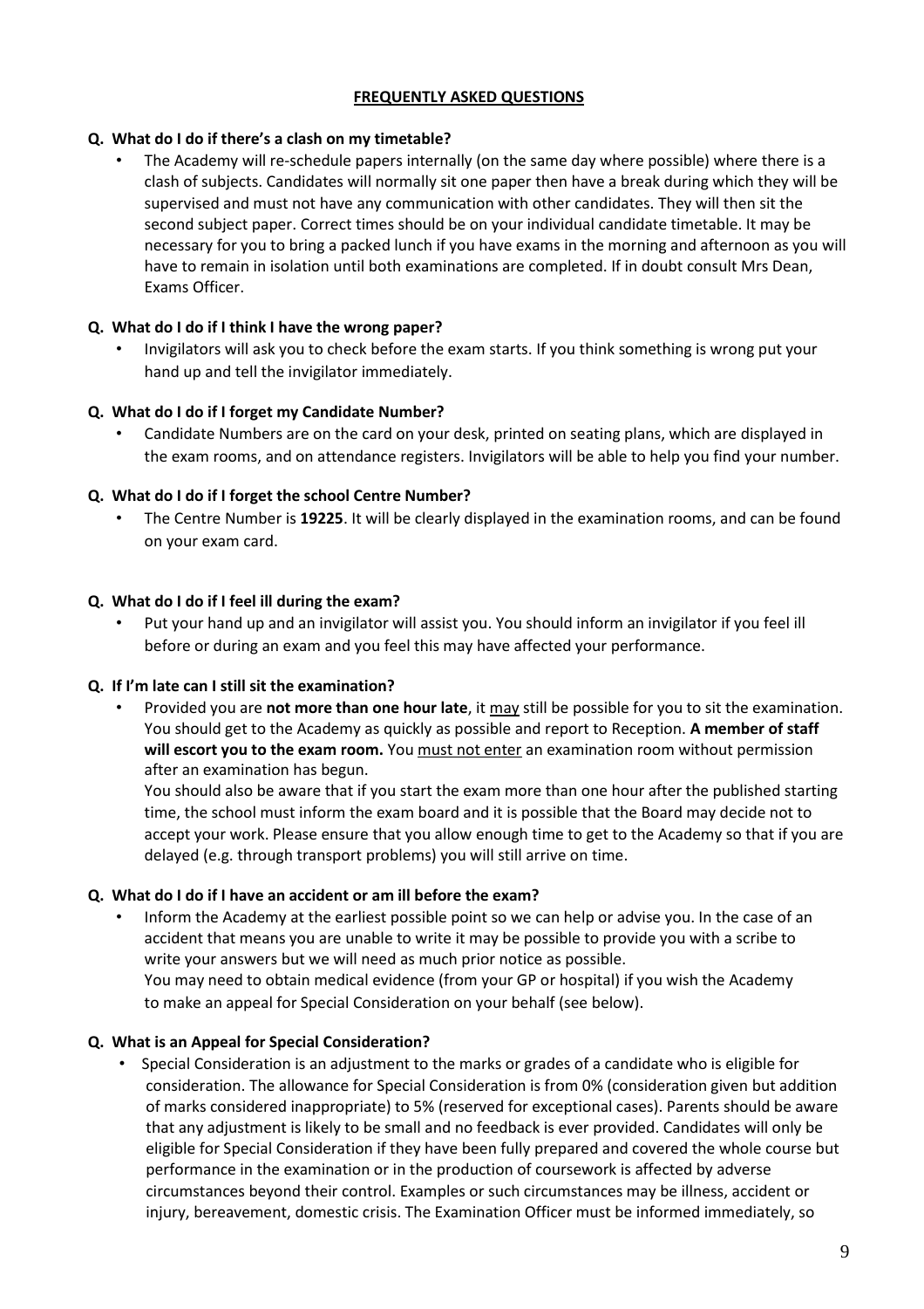## FREQUENTLY ASKED QUESTIONS

**Q. What do I do if there's a clash on my timetable?**

- The Academy will re-schedule papers internally (on the same day where possible) where there is a clash of subjects. Candidates will normally sit one paper then have a break during which they will be supervised and must not have any communication with other candidates. They will then sit the second subject paper. Correct times should be on your individual candidate timetable. It may be necessary for you to bring a packed lunch if you have exams in the morning and afternoon as you will have to remain in isolation until both examinations are completed. If in doubt consult Mrs Dean, Exams Officer.

**Q. What do I do if I think I have the wrong paper?**

- Invigilators will ask you to check before the exam starts. If you think something is wrong put your hand up and tell the invigilator immediately.

**Q. What do I do if I forget my Candidate Number?**

- Candidate Numbers are on the card on your desk, printed on seating plans, which are displayed in the exam rooms, and on attendance registers. Invigilators will be able to help you find your number.

**Q. What do I do if I forget the school Centre Number?**

- The Centre Number is **19225**. It will be clearly displayed in the examination rooms, and can be found on your exam card.

**Q. What do I do if I feel ill during the exam?**

- Put your hand up and an invigilator will assist you. You should inform an invigilator if you feel ill before or during an exam and you feel this may have affected your performance.

**Q. If I'm late can I still sit the examination?**

- Provided you are **not more than one hour late**, it may still be possible for you to sit the examination. You should get to the Academy as quickly as possible and report to Reception. **A member of staff will escort you to the exam room.** You must not enter an examination room without permission after an examination has begun.
  You should also be aware that if you start the exam more than one hour after the published starting time, the school must inform the exam board and it is possible that the Board may decide not to accept your work. Please ensure that you allow enough time to get to the Academy so that if you are delayed (e.g. through transport problems) you will still arrive on time.

**Q. What do I do if I have an accident or am ill before the exam?**

- Inform the Academy at the earliest possible point so we can help or advise you. In the case of an accident that means you are unable to write it may be possible to provide you with a scribe to write your answers but we will need as much prior notice as possible.
  You may need to obtain medical evidence (from your GP or hospital) if you wish the Academy to make an appeal for Special Consideration on your behalf (see below).

**Q. What is an Appeal for Special Consideration?**

- Special Consideration is an adjustment to the marks or grades of a candidate who is eligible for consideration. The allowance for Special Consideration is from 0% (consideration given but addition of marks considered inappropriate) to 5% (reserved for exceptional cases). Parents should be aware that any adjustment is likely to be small and no feedback is ever provided. Candidates will only be eligible for Special Consideration if they have been fully prepared and covered the whole course but performance in the examination or in the production of coursework is affected by adverse circumstances beyond their control. Examples or such circumstances may be illness, accident or injury, bereavement, domestic crisis. The Examination Officer must be informed immediately, so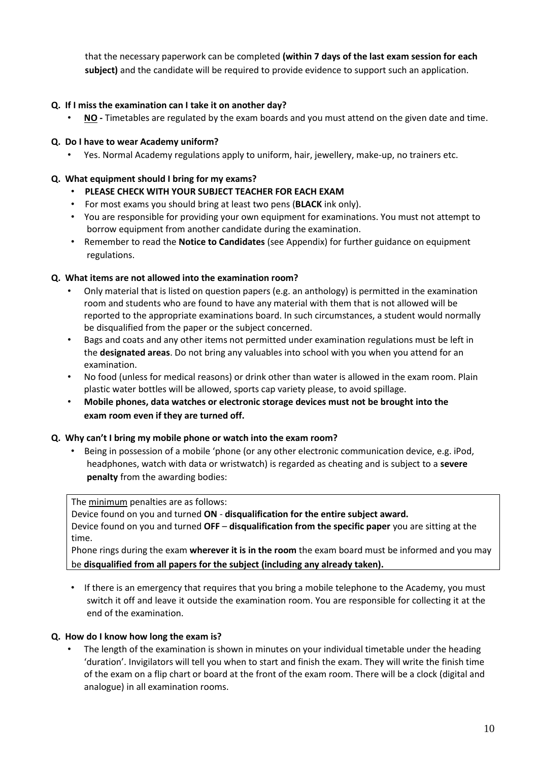that the necessary paperwork can be completed **(within 7 days of the last exam session for each subject)** and the candidate will be required to provide evidence to support such an application.

**Q. If I miss the examination can I take it on another day?**

- **NO -** Timetables are regulated by the exam boards and you must attend on the given date and time.

**Q. Do I have to wear Academy uniform?**

- Yes. Normal Academy regulations apply to uniform, hair, jewellery, make-up, no trainers etc.

**Q. What equipment should I bring for my exams?**

- **PLEASE CHECK WITH YOUR SUBJECT TEACHER FOR EACH EXAM**
- For most exams you should bring at least two pens (**BLACK** ink only).
- You are responsible for providing your own equipment for examinations. You must not attempt to borrow equipment from another candidate during the examination.
- Remember to read the **Notice to Candidates** (see Appendix) for further guidance on equipment regulations.

**Q. What items are not allowed into the examination room?**

- Only material that is listed on question papers (e.g. an anthology) is permitted in the examination room and students who are found to have any material with them that is not allowed will be reported to the appropriate examinations board. In such circumstances, a student would normally be disqualified from the paper or the subject concerned.
- Bags and coats and any other items not permitted under examination regulations must be left in the **designated areas**. Do not bring any valuables into school with you when you attend for an examination.
- No food (unless for medical reasons) or drink other than water is allowed in the exam room. Plain plastic water bottles will be allowed, sports cap variety please, to avoid spillage.
- **Mobile phones, data watches or electronic storage devices must not be brought into the exam room even if they are turned off.**

**Q. Why can't I bring my mobile phone or watch into the exam room?**

- Being in possession of a mobile 'phone (or any other electronic communication device, e.g. iPod, headphones, watch with data or wristwatch) is regarded as cheating and is subject to a **severe penalty** from the awarding bodies:

> The minimum penalties are as follows:
>
> Device found on you and turned **ON** - **disqualification for the entire subject award.**
>
> Device found on you and turned **OFF** – **disqualification from the specific paper** you are sitting at the time.
>
> Phone rings during the exam **wherever it is in the room** the exam board must be informed and you may be **disqualified from all papers for the subject (including any already taken).**

- If there is an emergency that requires that you bring a mobile telephone to the Academy, you must switch it off and leave it outside the examination room. You are responsible for collecting it at the end of the examination.

**Q. How do I know how long the exam is?**

- The length of the examination is shown in minutes on your individual timetable under the heading 'duration'. Invigilators will tell you when to start and finish the exam. They will write the finish time of the exam on a flip chart or board at the front of the exam room. There will be a clock (digital and analogue) in all examination rooms.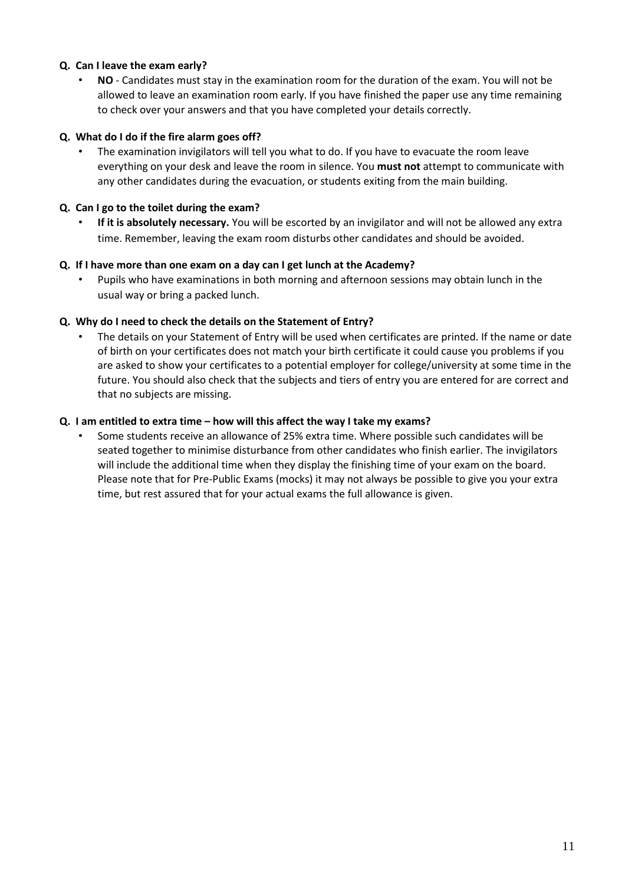**Q. Can I leave the exam early?**

- **NO** - Candidates must stay in the examination room for the duration of the exam. You will not be allowed to leave an examination room early. If you have finished the paper use any time remaining to check over your answers and that you have completed your details correctly.

**Q. What do I do if the fire alarm goes off?**

- The examination invigilators will tell you what to do. If you have to evacuate the room leave everything on your desk and leave the room in silence. You **must not** attempt to communicate with any other candidates during the evacuation, or students exiting from the main building.

**Q. Can I go to the toilet during the exam?**

- **If it is absolutely necessary.** You will be escorted by an invigilator and will not be allowed any extra time. Remember, leaving the exam room disturbs other candidates and should be avoided.

**Q. If I have more than one exam on a day can I get lunch at the Academy?**

- Pupils who have examinations in both morning and afternoon sessions may obtain lunch in the usual way or bring a packed lunch.

**Q. Why do I need to check the details on the Statement of Entry?**

- The details on your Statement of Entry will be used when certificates are printed. If the name or date of birth on your certificates does not match your birth certificate it could cause you problems if you are asked to show your certificates to a potential employer for college/university at some time in the future. You should also check that the subjects and tiers of entry you are entered for are correct and that no subjects are missing.

**Q. I am entitled to extra time – how will this affect the way I take my exams?**

- Some students receive an allowance of 25% extra time. Where possible such candidates will be seated together to minimise disturbance from other candidates who finish earlier. The invigilators will include the additional time when they display the finishing time of your exam on the board. Please note that for Pre-Public Exams (mocks) it may not always be possible to give you your extra time, but rest assured that for your actual exams the full allowance is given.